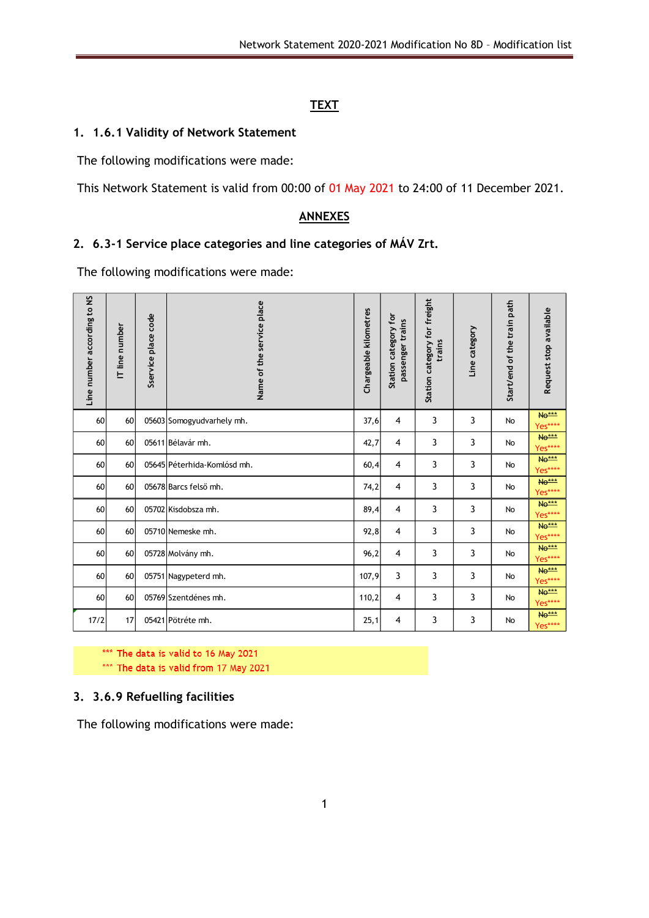## TEXT

## 1. 1.6.1 Validity of Network Statement

The following modifications were made:

This Network Statement is valid from 00:00 of 01 May 2021 to 24:00 of 11 December 2021.

## ANNEXES

## 2. 6.3-1 Service place categories and line categories of MÁV Zrt.

The following modifications were made:

| Line number according to NS | IT line number | Sservice place code | Name of the service place | Chargeable kilometres | Station category for passenger trains | Station category for freight trains | Line category | Start/end of the train path | Request stop available |
|---|---|---|---|---|---|---|---|---|---|
| 60 | 60 | 05603 | Somogyudvarhely mh. | 37,6 | 4 | 3 | 3 | No | ~~No~~*** Yes**** |
| 60 | 60 | 05611 | Bélavár mh. | 42,7 | 4 | 3 | 3 | No | ~~No~~*** Yes**** |
| 60 | 60 | 05645 | Péterhida-Komlósd mh. | 60,4 | 4 | 3 | 3 | No | ~~No~~*** Yes**** |
| 60 | 60 | 05678 | Barcs felső mh. | 74,2 | 4 | 3 | 3 | No | ~~No~~*** Yes**** |
| 60 | 60 | 05702 | Kisdobsza mh. | 89,4 | 4 | 3 | 3 | No | ~~No~~*** Yes**** |
| 60 | 60 | 05710 | Nemeske mh. | 92,8 | 4 | 3 | 3 | No | ~~No~~*** Yes**** |
| 60 | 60 | 05728 | Molvány mh. | 96,2 | 4 | 3 | 3 | No | ~~No~~*** Yes**** |
| 60 | 60 | 05751 | Nagypeterd mh. | 107,9 | 3 | 3 | 3 | No | ~~No~~*** Yes**** |
| 60 | 60 | 05769 | Szentdénes mh. | 110,2 | 4 | 3 | 3 | No | ~~No~~*** Yes**** |
| 17/2 | 17 | 05421 | Pötréte mh. | 25,1 | 4 | 3 | 3 | No | ~~No~~*** Yes**** |

*** The data is valid to 16 May 2021
*** The data is valid from 17 May 2021

## 3. 3.6.9 Refuelling facilities

The following modifications were made: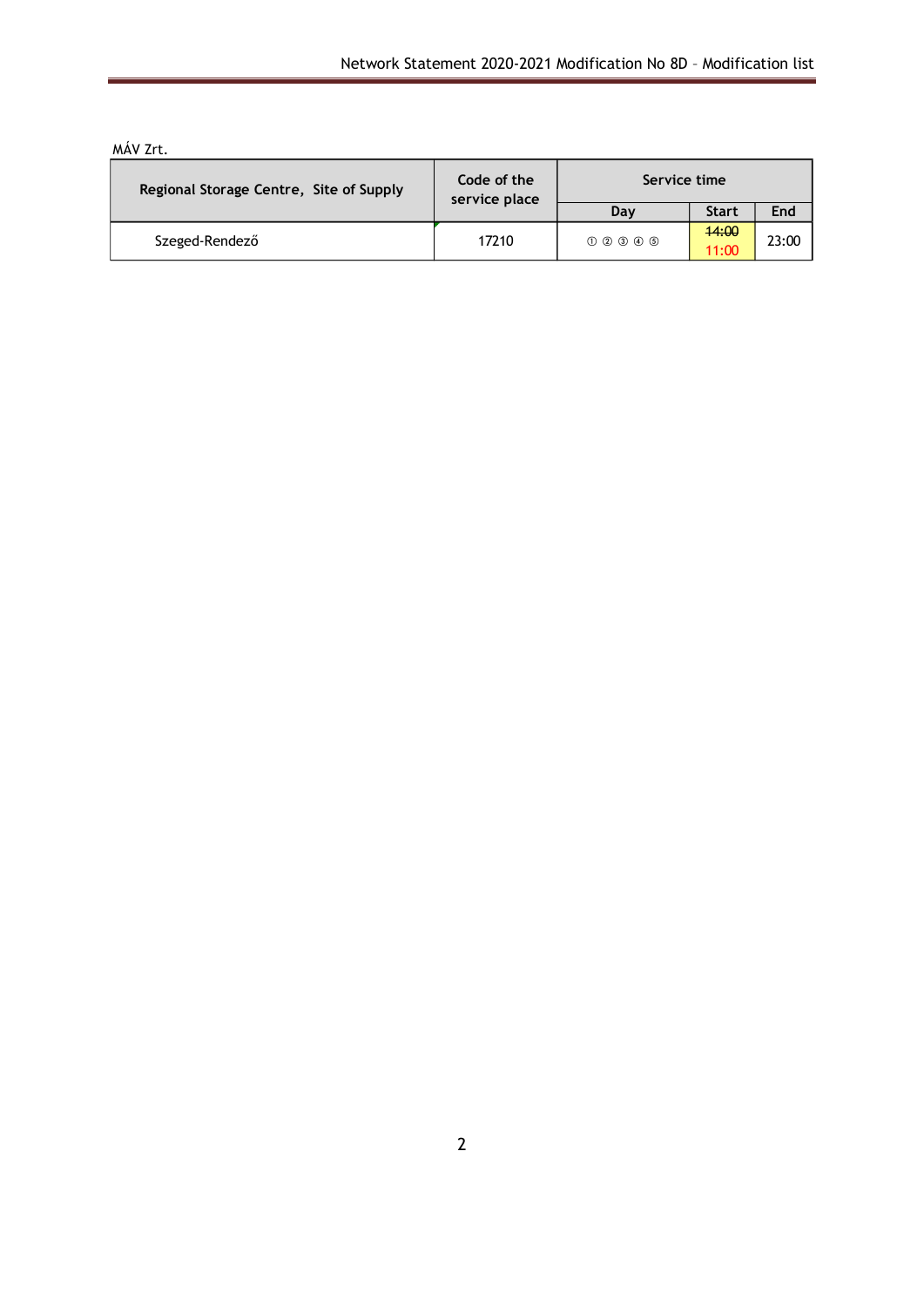MÁV Zrt.

| Regional Storage Centre, Site of Supply | Code of the service place | Service time | | |
|---|---|---|---|---|
| | | Day | Start | End |
| Szeged-Rendező | 17210 | ① ② ③ ④ ⑤ | ~~14:00~~ 11:00 | 23:00 |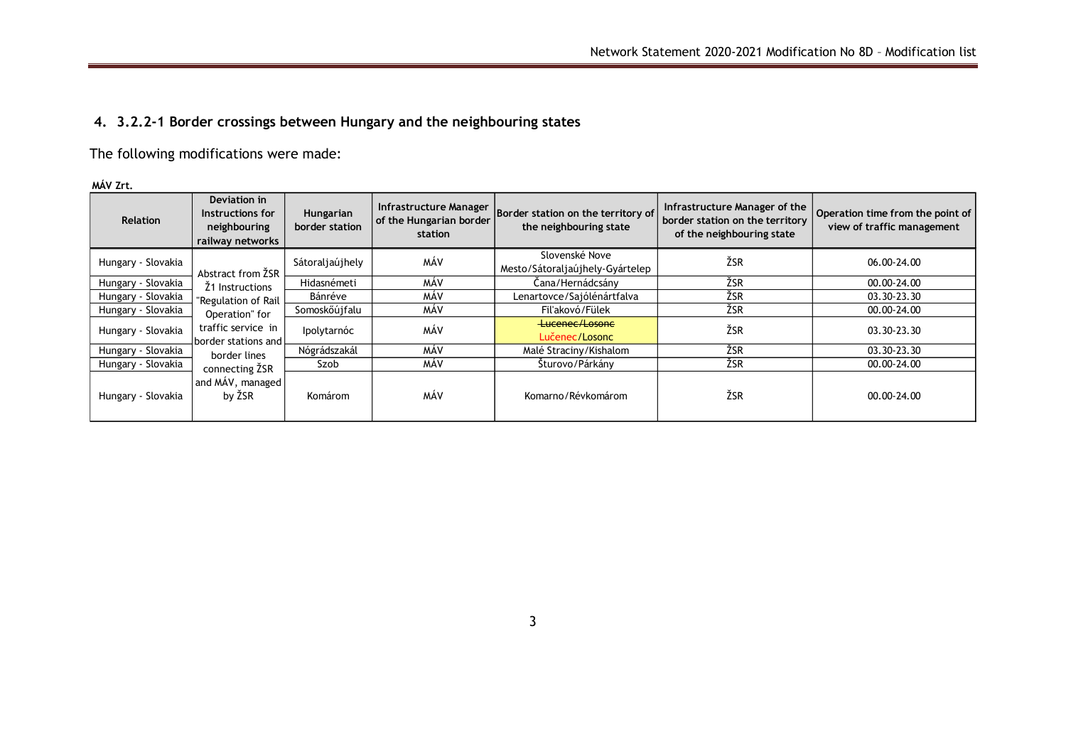## 4. 3.2.2-1 Border crossings between Hungary and the neighbouring states

The following modifications were made:

**MÁV Zrt.**

| Relation | Deviation in Instructions for neighbouring railway networks | Hungarian border station | Infrastructure Manager of the Hungarian border station | Border station on the territory of the neighbouring state | Infrastructure Manager of the border station on the territory of the neighbouring state | Operation time from the point of view of traffic management |
|---|---|---|---|---|---|---|
| Hungary - Slovakia | Abstract from ŽSR Ž1 Instructions "Regulation of Rail Operation" for traffic service in border stations and border lines connecting ŽSR and MÁV, managed by ŽSR | Sátoraljaújhely | MÁV | Slovenské Nove Mesto/Sátoraljaújhely-Gyártelep | ŽSR | 06.00-24.00 |
| Hungary - Slovakia | | Hidasnémeti | MÁV | Čana/Hernádcsány | ŽSR | 00.00-24.00 |
| Hungary - Slovakia | | Bánréve | MÁV | Lenartovce/Sajólénártfalva | ŽSR | 03.30-23.30 |
| Hungary - Slovakia | | Somoskőújfalu | MÁV | Fil'akovó/Fülek | ŽSR | 00.00-24.00 |
| Hungary - Slovakia | | Ipolytarnóc | MÁV | ~~Lucenec/Losonc~~ Lučenec/Losonc | ŽSR | 03.30-23.30 |
| Hungary - Slovakia | | Nógrádszakál | MÁV | Malé Straciny/Kishalom | ŽSR | 03.30-23.30 |
| Hungary - Slovakia | | Szob | MÁV | Šturovo/Párkány | ŽSR | 00.00-24.00 |
| Hungary - Slovakia | | Komárom | MÁV | Komarno/Révkomárom | ŽSR | 00.00-24.00 |